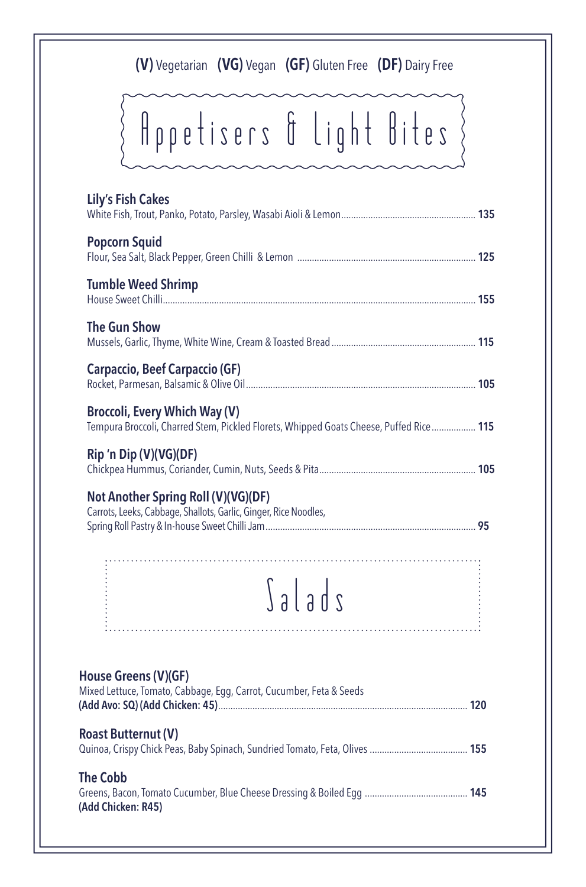**(V)** Vegetarian **(VG)** Vegan **(GF)** Gluten Free **(DF)** Dairy Free

# Appetisers & Light Bites

**Lily's Fish Cakes**
White Fish, Trout, Panko, Potato, Parsley, Wasabi Aioli & Lemon .......... **135**

**Popcorn Squid**
Flour, Sea Salt, Black Pepper, Green Chilli & Lemon .......... **125**

**Tumble Weed Shrimp**
House Sweet Chilli .......... **155**

**The Gun Show**
Mussels, Garlic, Thyme, White Wine, Cream & Toasted Bread .......... **115**

**Carpaccio, Beef Carpaccio (GF)**
Rocket, Parmesan, Balsamic & Olive Oil .......... **105**

**Broccoli, Every Which Way (V)**
Tempura Broccoli, Charred Stem, Pickled Florets, Whipped Goats Cheese, Puffed Rice .......... **115**

**Rip 'n Dip (V)(VG)(DF)**
Chickpea Hummus, Coriander, Cumin, Nuts, Seeds & Pita .......... **105**

**Not Another Spring Roll (V)(VG)(DF)**
Carrots, Leeks, Cabbage, Shallots, Garlic, Ginger, Rice Noodles,
Spring Roll Pastry & In-house Sweet Chilli Jam .......... **95**

# Salads

**House Greens (V)(GF)**
Mixed Lettuce, Tomato, Cabbage, Egg, Carrot, Cucumber, Feta & Seeds
**(Add Avo: SQ) (Add Chicken: 45)** .......... **120**

**Roast Butternut (V)**
Quinoa, Crispy Chick Peas, Baby Spinach, Sundried Tomato, Feta, Olives .......... **155**

**The Cobb**
Greens, Bacon, Tomato Cucumber, Blue Cheese Dressing & Boiled Egg .......... **145**
**(Add Chicken: R45)**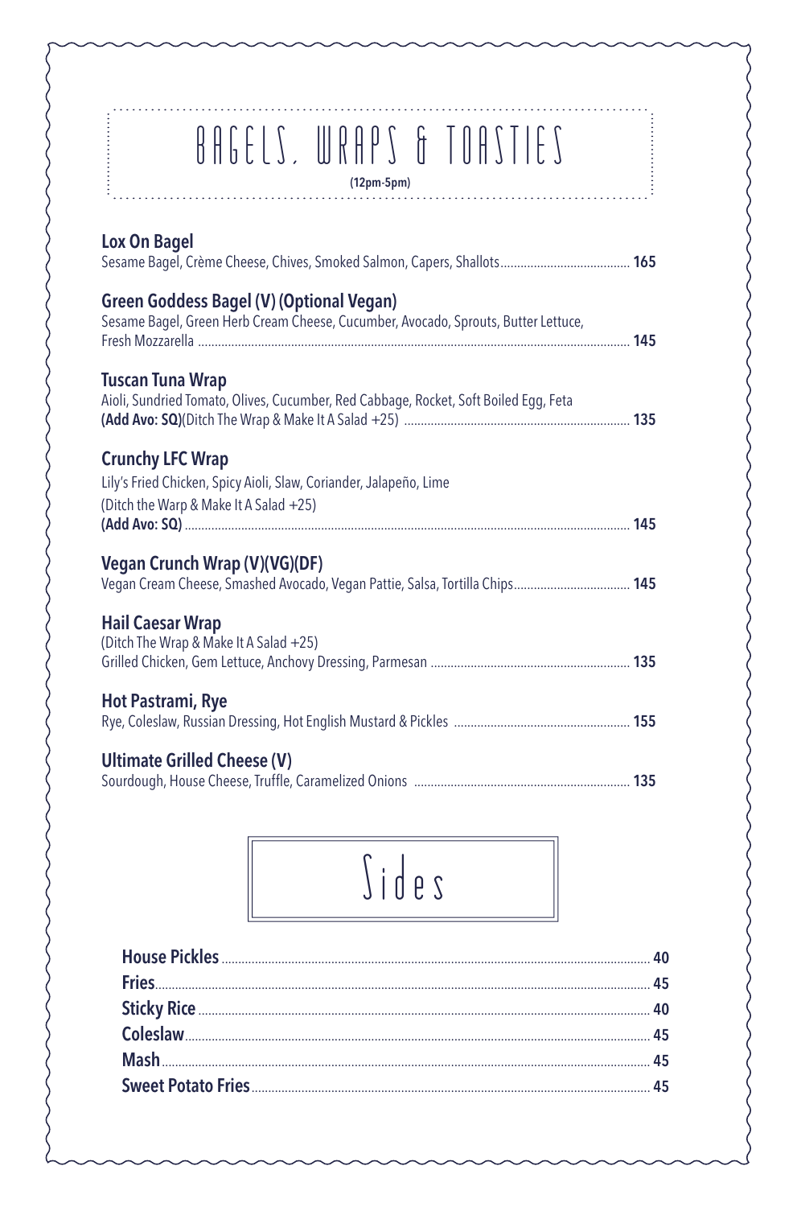# BAGELS, WRAPS & TOASTIES

**(12pm-5pm)**

**Lox On Bagel**
Sesame Bagel, Crème Cheese, Chives, Smoked Salmon, Capers, Shallots ........ **165**

**Green Goddess Bagel (V) (Optional Vegan)**
Sesame Bagel, Green Herb Cream Cheese, Cucumber, Avocado, Sprouts, Butter Lettuce, Fresh Mozzarella ........ **145**

**Tuscan Tuna Wrap**
Aioli, Sundried Tomato, Olives, Cucumber, Red Cabbage, Rocket, Soft Boiled Egg, Feta
**(Add Avo: SQ)**(Ditch The Wrap & Make It A Salad +25) ........ **135**

**Crunchy LFC Wrap**
Lily's Fried Chicken, Spicy Aioli, Slaw, Coriander, Jalapeño, Lime
(Ditch the Warp & Make It A Salad +25)
**(Add Avo: SQ)** ........ **145**

**Vegan Crunch Wrap (V)(VG)(DF)**
Vegan Cream Cheese, Smashed Avocado, Vegan Pattie, Salsa, Tortilla Chips ........ **145**

**Hail Caesar Wrap**
(Ditch The Wrap & Make It A Salad +25)
Grilled Chicken, Gem Lettuce, Anchovy Dressing, Parmesan ........ **135**

**Hot Pastrami, Rye**
Rye, Coleslaw, Russian Dressing, Hot English Mustard & Pickles ........ **155**

**Ultimate Grilled Cheese (V)**
Sourdough, House Cheese, Truffle, Caramelized Onions ........ **135**

# Sides

**House Pickles** ........ **40**
**Fries** ........ **45**
**Sticky Rice** ........ **40**
**Coleslaw** ........ **45**
**Mash** ........ **45**
**Sweet Potato Fries** ........ **45**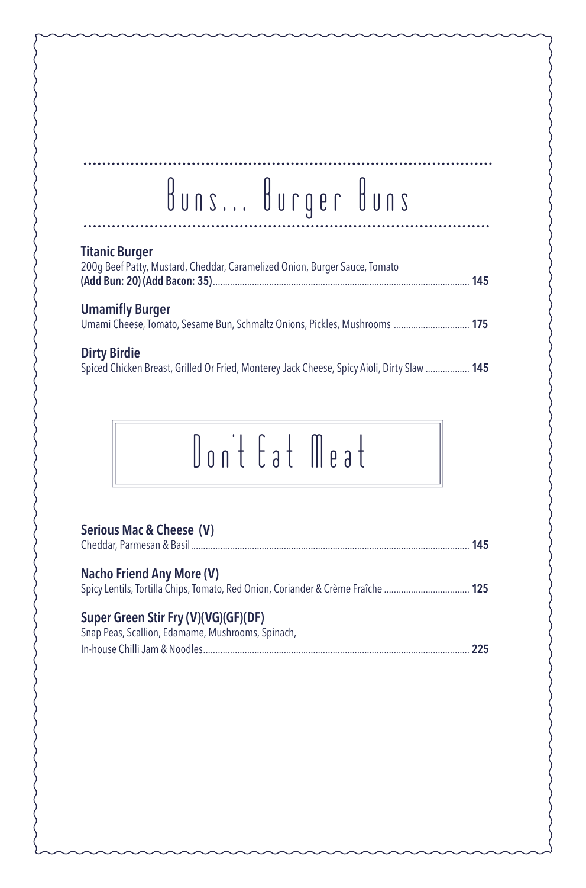## Buns... Burger Buns

**Titanic Burger**
200g Beef Patty, Mustard, Cheddar, Caramelized Onion, Burger Sauce, Tomato
**(Add Bun: 20) (Add Bacon: 35)** ........ **145**

**Umamifly Burger**
Umami Cheese, Tomato, Sesame Bun, Schmaltz Onions, Pickles, Mushrooms ........ **175**

**Dirty Birdie**
Spiced Chicken Breast, Grilled Or Fried, Monterey Jack Cheese, Spicy Aioli, Dirty Slaw ........ **145**

## Don't Eat Meat

**Serious Mac & Cheese (V)**
Cheddar, Parmesan & Basil ........ **145**

**Nacho Friend Any More (V)**
Spicy Lentils, Tortilla Chips, Tomato, Red Onion, Coriander & Crème Fraîche ........ **125**

**Super Green Stir Fry (V)(VG)(GF)(DF)**
Snap Peas, Scallion, Edamame, Mushrooms, Spinach,
In-house Chilli Jam & Noodles ........ **225**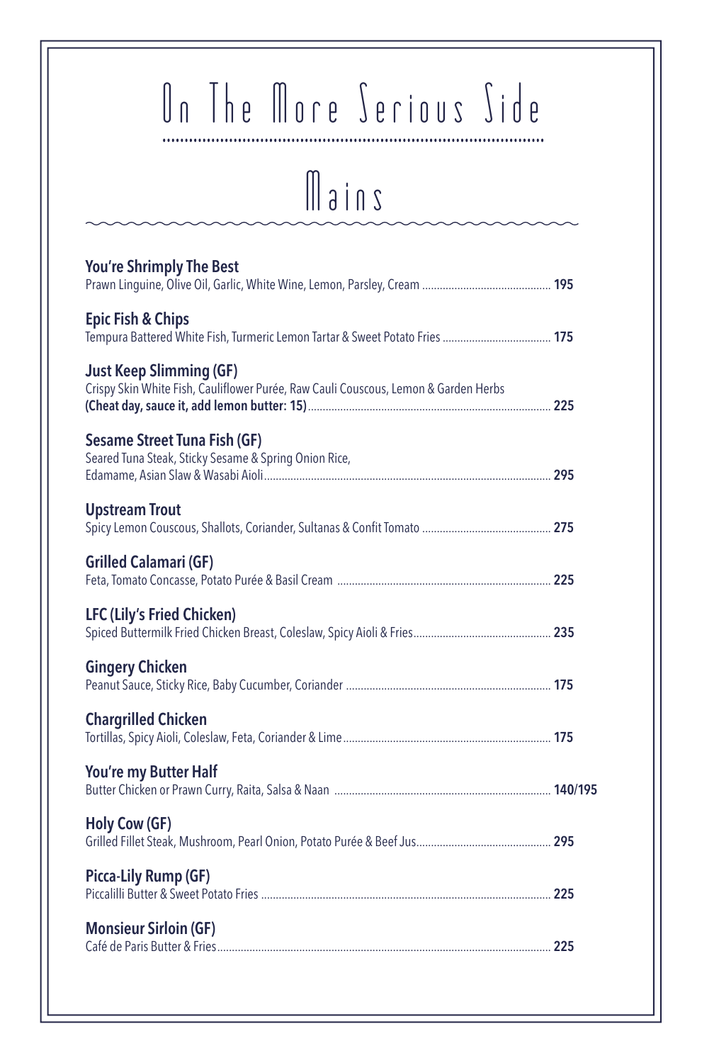# On The More Serious Side

## Mains

**You're Shrimply The Best**
Prawn Linguine, Olive Oil, Garlic, White Wine, Lemon, Parsley, Cream ............ **195**

**Epic Fish & Chips**
Tempura Battered White Fish, Turmeric Lemon Tartar & Sweet Potato Fries ............ **175**

**Just Keep Slimming (GF)**
Crispy Skin White Fish, Cauliflower Purée, Raw Cauli Couscous, Lemon & Garden Herbs
**(Cheat day, sauce it, add lemon butter: 15)** ............ **225**

**Sesame Street Tuna Fish (GF)**
Seared Tuna Steak, Sticky Sesame & Spring Onion Rice,
Edamame, Asian Slaw & Wasabi Aioli ............ **295**

**Upstream Trout**
Spicy Lemon Couscous, Shallots, Coriander, Sultanas & Confit Tomato ............ **275**

**Grilled Calamari (GF)**
Feta, Tomato Concasse, Potato Purée & Basil Cream ............ **225**

**LFC (Lily's Fried Chicken)**
Spiced Buttermilk Fried Chicken Breast, Coleslaw, Spicy Aioli & Fries ............ **235**

**Gingery Chicken**
Peanut Sauce, Sticky Rice, Baby Cucumber, Coriander ............ **175**

**Chargrilled Chicken**
Tortillas, Spicy Aioli, Coleslaw, Feta, Coriander & Lime ............ **175**

**You're my Butter Half**
Butter Chicken or Prawn Curry, Raita, Salsa & Naan ............ **140/195**

**Holy Cow (GF)**
Grilled Fillet Steak, Mushroom, Pearl Onion, Potato Purée & Beef Jus ............ **295**

**Picca-Lily Rump (GF)**
Piccalilli Butter & Sweet Potato Fries ............ **225**

**Monsieur Sirloin (GF)**
Café de Paris Butter & Fries ............ **225**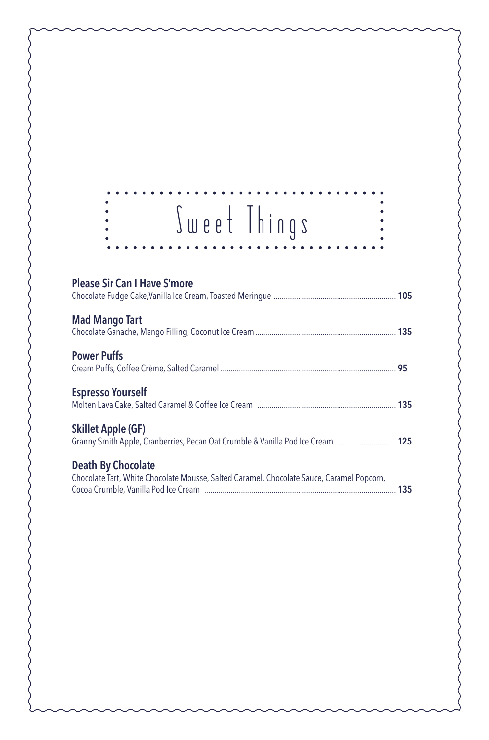# Sweet Things

**Please Sir Can I Have S'more**
Chocolate Fudge Cake,Vanilla Ice Cream, Toasted Meringue ........ **105**

**Mad Mango Tart**
Chocolate Ganache, Mango Filling, Coconut Ice Cream ........ **135**

**Power Puffs**
Cream Puffs, Coffee Crème, Salted Caramel ........ **95**

**Espresso Yourself**
Molten Lava Cake, Salted Caramel & Coffee Ice Cream ........ **135**

**Skillet Apple (GF)**
Granny Smith Apple, Cranberries, Pecan Oat Crumble & Vanilla Pod Ice Cream ........ **125**

**Death By Chocolate**
Chocolate Tart, White Chocolate Mousse, Salted Caramel, Chocolate Sauce, Caramel Popcorn, Cocoa Crumble, Vanilla Pod Ice Cream ........ **135**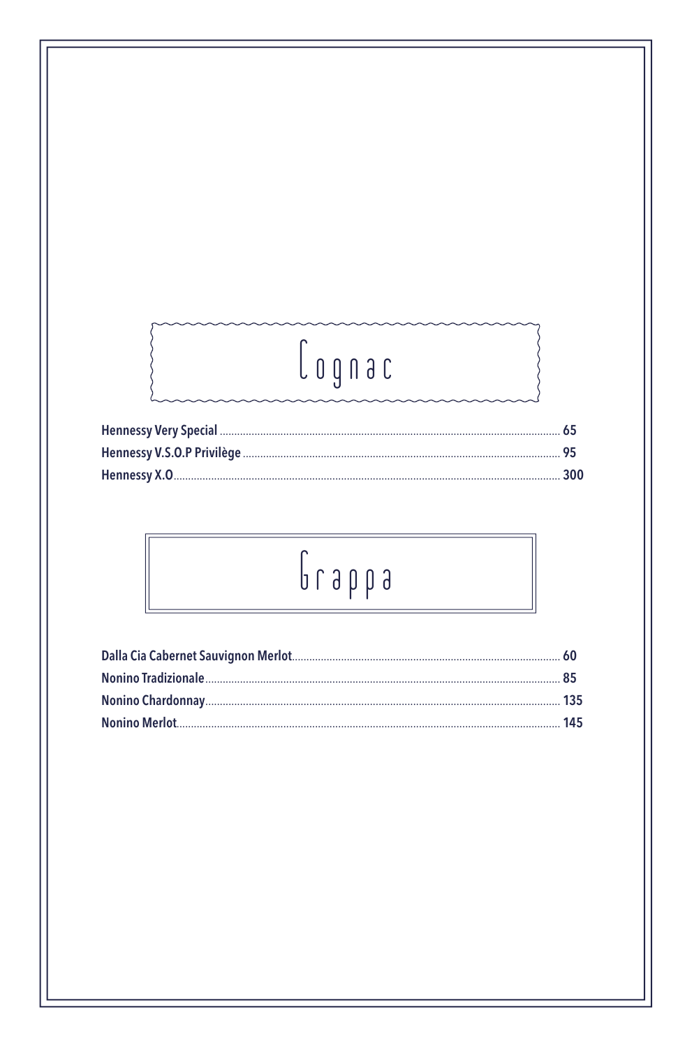# Cognac

Hennessy Very Special ........ 65
Hennessy V.S.O.P Privilège ........ 95
Hennessy X.O ........ 300

# Grappa

Dalla Cia Cabernet Sauvignon Merlot ........ 60
Nonino Tradizionale ........ 85
Nonino Chardonnay ........ 135
Nonino Merlot ........ 145